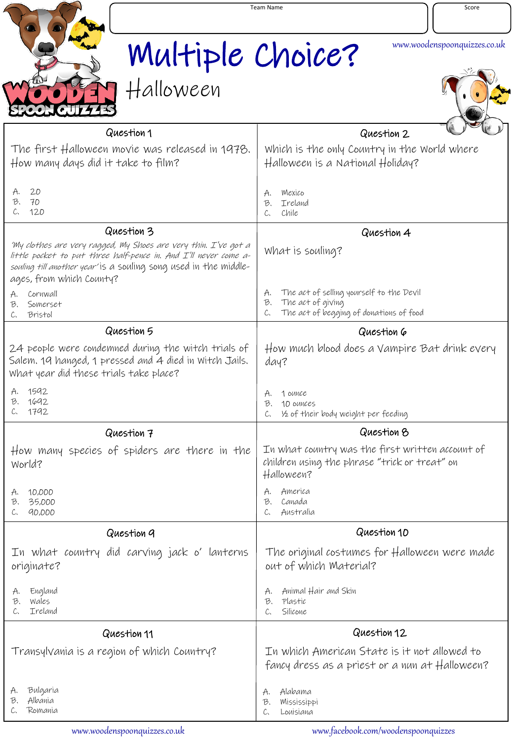Team Name

Score

# Multiple Choice?

## Halloween

www.woodenspoonquizzes.co.uk

### Question 1

The first Halloween movie was released in 1978. How many days did it take to film?

A. 20
B. 70
C. 120

### Question 2

Which is the only Country in the World where Halloween is a National Holiday?

A. Mexico
B. Ireland
C. Chile

### Question 3

*'My clothes are very ragged, My Shoes are very thin. I've got a little pocket to put three half-pence in. And I'll never come a-souling till another year'* is a souling song used in the middle-ages, from which County?

A. Cornwall
B. Somerset
C. Bristol

### Question 4

What is souling?

A. The act of selling yourself to the Devil
B. The act of giving
C. The act of begging of donations of food

### Question 5

24 people were condemned during the witch trials of Salem. 19 hanged, 1 pressed and 4 died in Witch Jails. What year did these trials take place?

A. 1592
B. 1692
C. 1792

### Question 6

How much blood does a Vampire Bat drink every day?

A. 1 ounce
B. 10 ounces
C. ½ of their body weight per feeding

### Question 7

How many species of spiders are there in the World?

A. 10,000
B. 35,000
C. 90,000

### Question 8

In what country was the first written account of children using the phrase "trick or treat" on Halloween?

A. America
B. Canada
C. Australia

### Question 9

In what country did carving jack o' lanterns originate?

A. England
B. Wales
C. Ireland

### Question 10

The original costumes for Halloween were made out of which Material?

A. Animal Hair and Skin
B. Plastic
C. Silicone

### Question 11

Transylvania is a region of which Country?

A. Bulgaria
B. Albania
C. Romania

### Question 12

In which American State is it not allowed to fancy dress as a priest or a nun at Halloween?

A. Alabama
B. Mississippi
C. Louisiana

www.woodenspoonquizzes.co.uk www.facebook.com/woodenspoonquizzes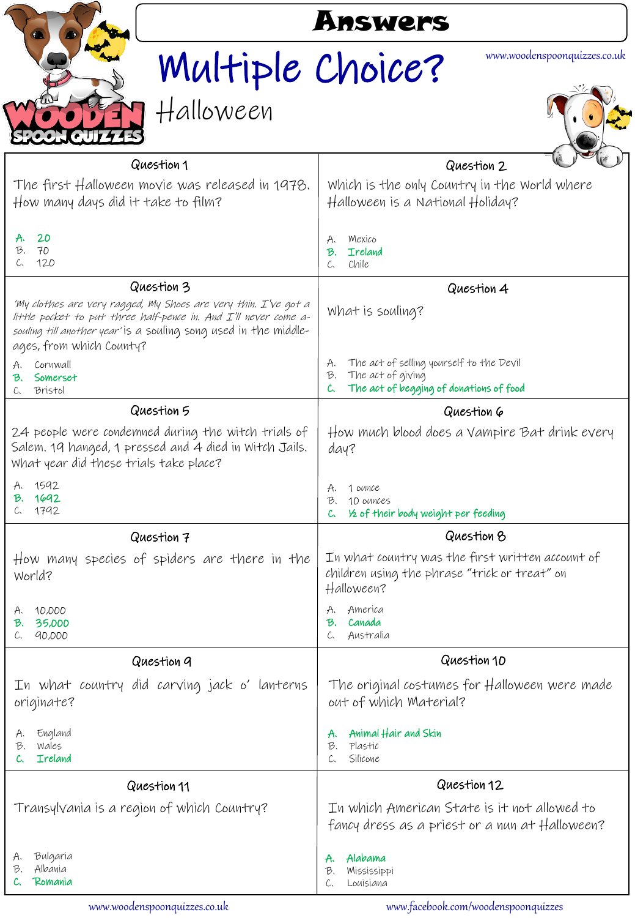# Answers

## Multiple Choice?

### Halloween

www.woodenspoonquizzes.co.uk

### Question 1

The first Halloween movie was released in 1978. How many days did it take to film?

A. **20**
B. 70
C. 120

### Question 2

Which is the only Country in the World where Halloween is a National Holiday?

A. Mexico
B. **Ireland**
C. Chile

### Question 3

*'My clothes are very ragged, My Shoes are very thin. I've got a little pocket to put three half-pence in. And I'll never come a-souling till another year'* is a souling song used in the middle-ages, from which County?

A. Cornwall
B. **Somerset**
C. Bristol

### Question 4

What is souling?

A. The act of selling yourself to the Devil
B. The act of giving
C. **The act of begging of donations of food**

### Question 5

24 people were condemned during the witch trials of Salem. 19 hanged, 1 pressed and 4 died in Witch Jails. What year did these trials take place?

A. 1592
B. **1692**
C. 1792

### Question 6

How much blood does a Vampire Bat drink every day?

A. 1 ounce
B. 10 ounces
C. **½ of their body weight per feeding**

### Question 7

How many species of spiders are there in the World?

A. 10,000
B. **35,000**
C. 90,000

### Question 8

In what country was the first written account of children using the phrase "trick or treat" on Halloween?

A. America
B. **Canada**
C. Australia

### Question 9

In what country did carving jack o' lanterns originate?

A. England
B. Wales
C. **Ireland**

### Question 10

The original costumes for Halloween were made out of which Material?

A. **Animal Hair and Skin**
B. Plastic
C. Silicone

### Question 11

Transylvania is a region of which Country?

A. Bulgaria
B. Albania
C. **Romania**

### Question 12

In which American State is it not allowed to fancy dress as a priest or a nun at Halloween?

A. **Alabama**
B. Mississippi
C. Louisiana

www.woodenspoonquizzes.co.uk www.facebook.com/woodenspoonquizzes